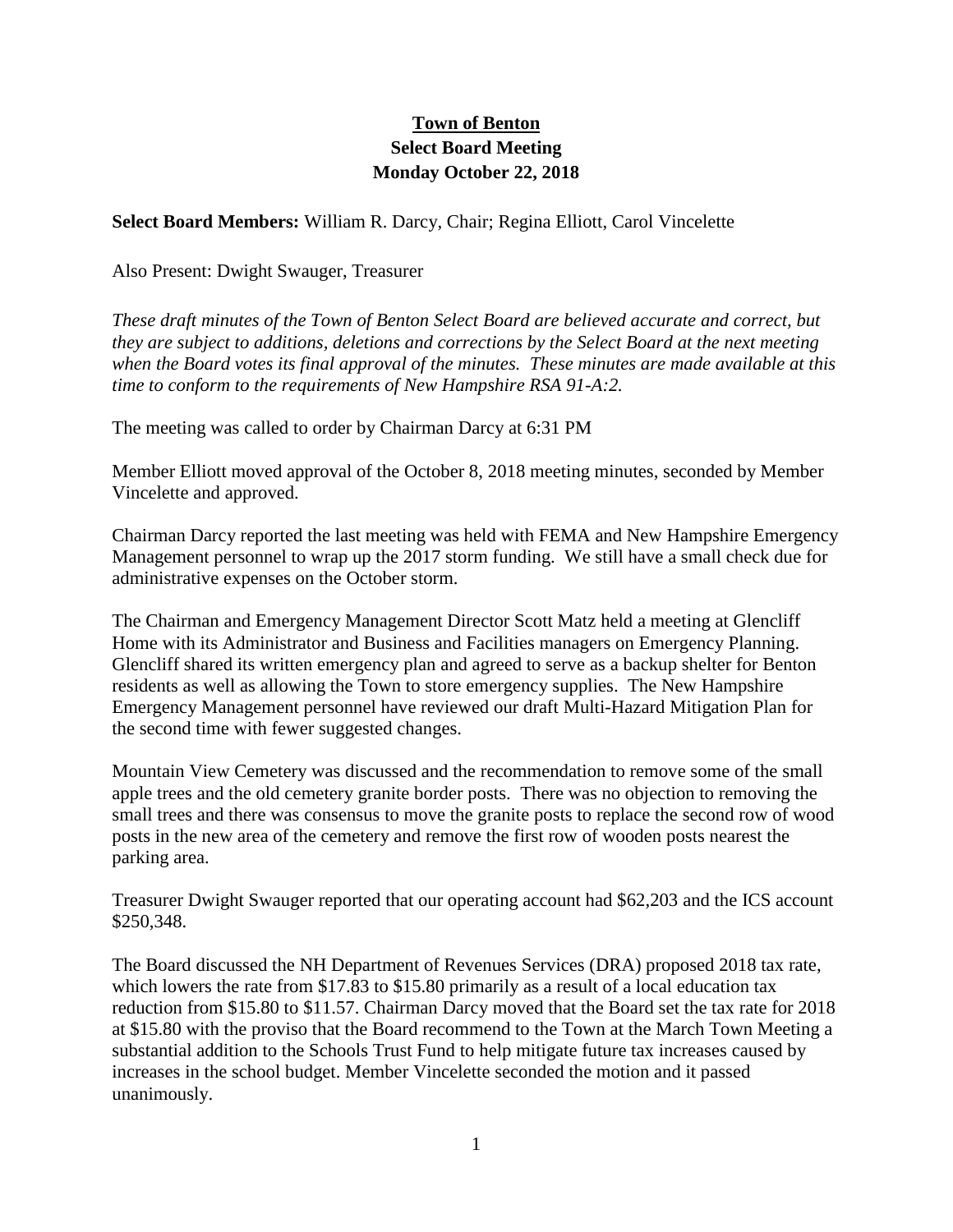# Town of Benton

## Select Board Meeting

## Monday October 22, 2018

**Select Board Members:** William R. Darcy, Chair; Regina Elliott, Carol Vincelette

Also Present: Dwight Swauger, Treasurer

*These draft minutes of the Town of Benton Select Board are believed accurate and correct, but they are subject to additions, deletions and corrections by the Select Board at the next meeting when the Board votes its final approval of the minutes. These minutes are made available at this time to conform to the requirements of New Hampshire RSA 91-A:2.*

The meeting was called to order by Chairman Darcy at 6:31 PM

Member Elliott moved approval of the October 8, 2018 meeting minutes, seconded by Member Vincelette and approved.

Chairman Darcy reported the last meeting was held with FEMA and New Hampshire Emergency Management personnel to wrap up the 2017 storm funding. We still have a small check due for administrative expenses on the October storm.

The Chairman and Emergency Management Director Scott Matz held a meeting at Glencliff Home with its Administrator and Business and Facilities managers on Emergency Planning. Glencliff shared its written emergency plan and agreed to serve as a backup shelter for Benton residents as well as allowing the Town to store emergency supplies. The New Hampshire Emergency Management personnel have reviewed our draft Multi-Hazard Mitigation Plan for the second time with fewer suggested changes.

Mountain View Cemetery was discussed and the recommendation to remove some of the small apple trees and the old cemetery granite border posts. There was no objection to removing the small trees and there was consensus to move the granite posts to replace the second row of wood posts in the new area of the cemetery and remove the first row of wooden posts nearest the parking area.

Treasurer Dwight Swauger reported that our operating account had $62,203 and the ICS account $250,348.

The Board discussed the NH Department of Revenues Services (DRA) proposed 2018 tax rate, which lowers the rate from $17.83 to $15.80 primarily as a result of a local education tax reduction from $15.80 to $11.57. Chairman Darcy moved that the Board set the tax rate for 2018 at $15.80 with the proviso that the Board recommend to the Town at the March Town Meeting a substantial addition to the Schools Trust Fund to help mitigate future tax increases caused by increases in the school budget. Member Vincelette seconded the motion and it passed unanimously.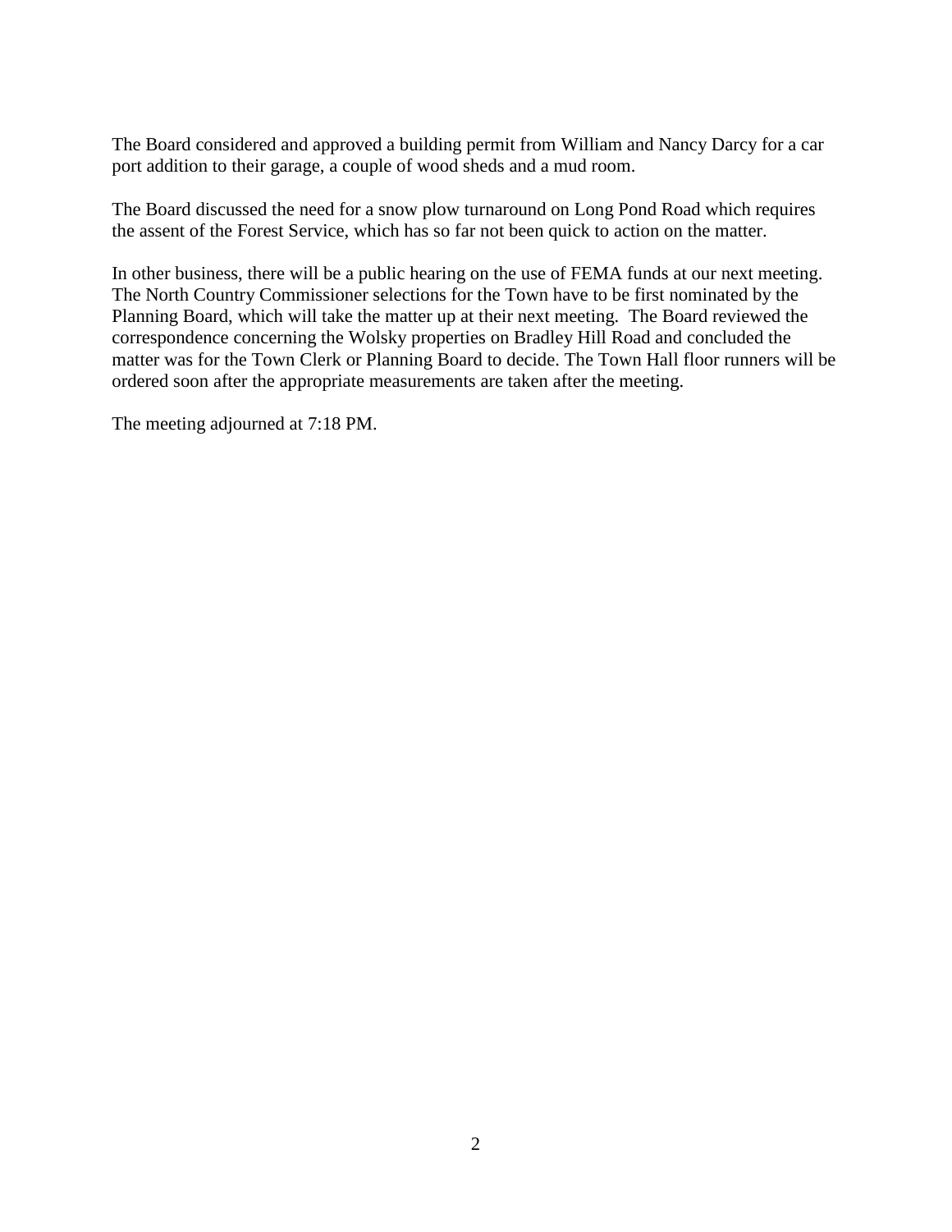The Board considered and approved a building permit from William and Nancy Darcy for a car port addition to their garage, a couple of wood sheds and a mud room.

The Board discussed the need for a snow plow turnaround on Long Pond Road which requires the assent of the Forest Service, which has so far not been quick to action on the matter.

In other business, there will be a public hearing on the use of FEMA funds at our next meeting. The North Country Commissioner selections for the Town have to be first nominated by the Planning Board, which will take the matter up at their next meeting. The Board reviewed the correspondence concerning the Wolsky properties on Bradley Hill Road and concluded the matter was for the Town Clerk or Planning Board to decide. The Town Hall floor runners will be ordered soon after the appropriate measurements are taken after the meeting.

The meeting adjourned at 7:18 PM.